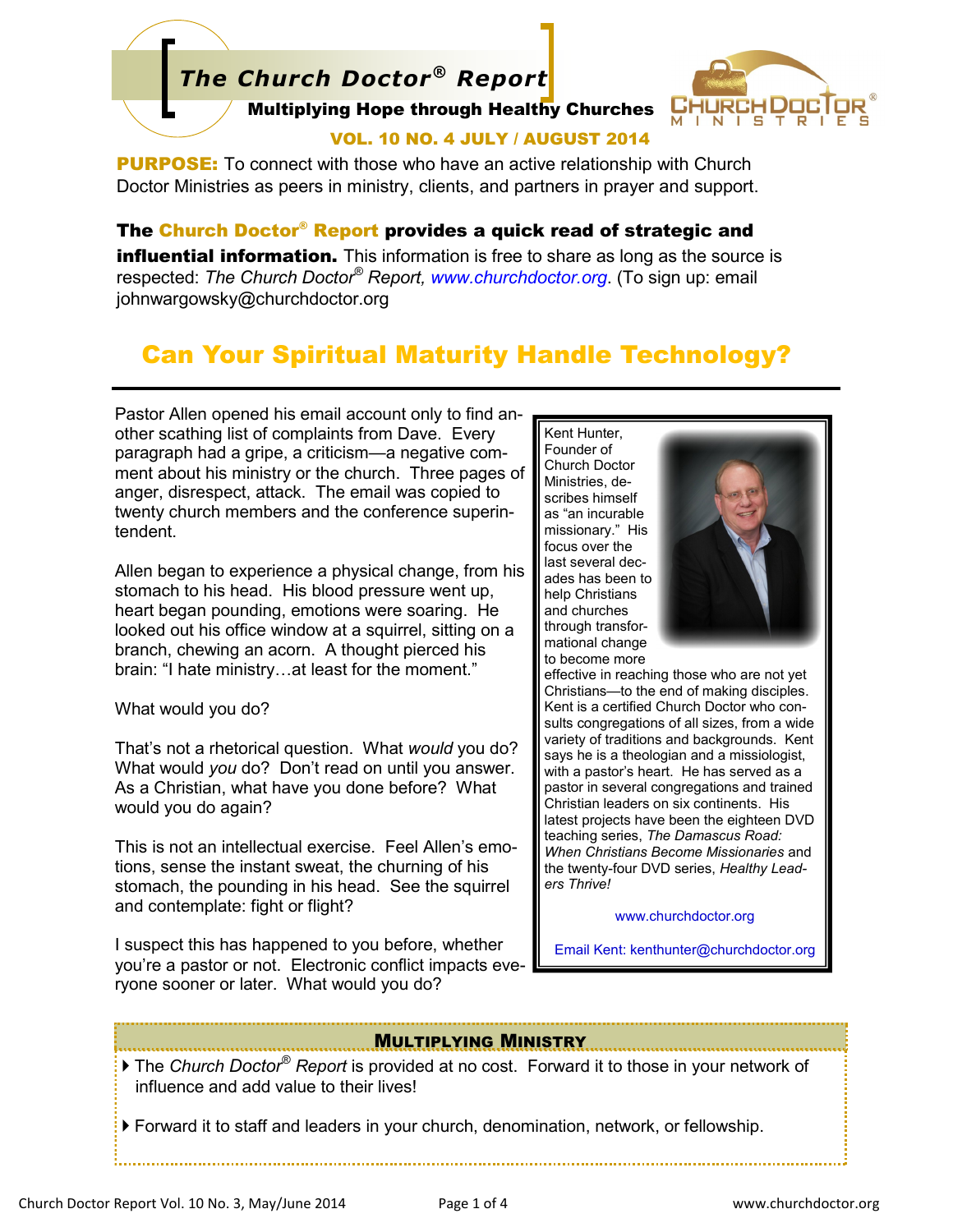# The Church Doctor® Report

**Multiplying Hope through Healthy Churches**

CHURCH DOCTOR® MINISTRIES

**VOL. 10 NO. 4 JULY / AUGUST 2014**

**PURPOSE:** To connect with those who have an active relationship with Church Doctor Ministries as peers in ministry, clients, and partners in prayer and support.

**The Church Doctor® Report provides a quick read of strategic and influential information.** This information is free to share as long as the source is respected: *The Church Doctor® Report, www.churchdoctor.org*. (To sign up: email johnwargowsky@churchdoctor.org

## Can Your Spiritual Maturity Handle Technology?

Pastor Allen opened his email account only to find another scathing list of complaints from Dave. Every paragraph had a gripe, a criticism—a negative comment about his ministry or the church. Three pages of anger, disrespect, attack. The email was copied to twenty church members and the conference superintendent.

Allen began to experience a physical change, from his stomach to his head. His blood pressure went up, heart began pounding, emotions were soaring. He looked out his office window at a squirrel, sitting on a branch, chewing an acorn. A thought pierced his brain: "I hate ministry…at least for the moment."

What would you do?

That's not a rhetorical question. What *would* you do? What would *you* do? Don't read on until you answer. As a Christian, what have you done before? What would you do again?

This is not an intellectual exercise. Feel Allen's emotions, sense the instant sweat, the churning of his stomach, the pounding in his head. See the squirrel and contemplate: fight or flight?

I suspect this has happened to you before, whether you're a pastor or not. Electronic conflict impacts everyone sooner or later. What would you do?

> Kent Hunter, Founder of Church Doctor Ministries, describes himself as "an incurable missionary." His focus over the last several decades has been to help Christians and churches through transformational change to become more effective in reaching those who are not yet Christians—to the end of making disciples. Kent is a certified Church Doctor who consults congregations of all sizes, from a wide variety of traditions and backgrounds. Kent says he is a theologian and a missiologist, with a pastor's heart. He has served as a pastor in several congregations and trained Christian leaders on six continents. His latest projects have been the eighteen DVD teaching series, *The Damascus Road: When Christians Become Missionaries* and the twenty-four DVD series, *Healthy Leaders Thrive!*
>
> www.churchdoctor.org
>
> Email Kent: kenthunter@churchdoctor.org

### Multiplying Ministry

- The *Church Doctor® Report* is provided at no cost. Forward it to those in your network of influence and add value to their lives!
- Forward it to staff and leaders in your church, denomination, network, or fellowship.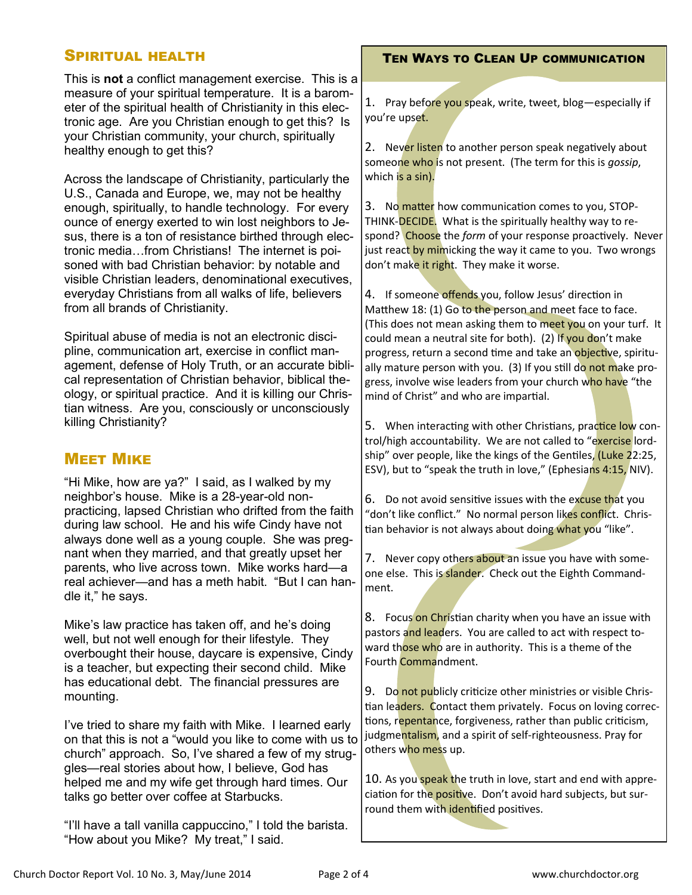## Spiritual health

This is **not** a conflict management exercise. This is a measure of your spiritual temperature. It is a barometer of the spiritual health of Christianity in this electronic age. Are you Christian enough to get this? Is your Christian community, your church, spiritually healthy enough to get this?

Across the landscape of Christianity, particularly the U.S., Canada and Europe, we, may not be healthy enough, spiritually, to handle technology. For every ounce of energy exerted to win lost neighbors to Jesus, there is a ton of resistance birthed through electronic media…from Christians! The internet is poisoned with bad Christian behavior: by notable and visible Christian leaders, denominational executives, everyday Christians from all walks of life, believers from all brands of Christianity.

Spiritual abuse of media is not an electronic discipline, communication art, exercise in conflict management, defense of Holy Truth, or an accurate biblical representation of Christian behavior, biblical theology, or spiritual practice. And it is killing our Christian witness. Are you, consciously or unconsciously killing Christianity?

## Meet Mike

"Hi Mike, how are ya?" I said, as I walked by my neighbor's house. Mike is a 28-year-old non-practicing, lapsed Christian who drifted from the faith during law school. He and his wife Cindy have not always done well as a young couple. She was pregnant when they married, and that greatly upset her parents, who live across town. Mike works hard—a real achiever—and has a meth habit. "But I can handle it," he says.

Mike's law practice has taken off, and he's doing well, but not well enough for their lifestyle. They overbought their house, daycare is expensive, Cindy is a teacher, but expecting their second child. Mike has educational debt. The financial pressures are mounting.

I've tried to share my faith with Mike. I learned early on that this is not a "would you like to come with us to church" approach. So, I've shared a few of my struggles—real stories about how, I believe, God has helped me and my wife get through hard times. Our talks go better over coffee at Starbucks.

"I'll have a tall vanilla cappuccino," I told the barista. "How about you Mike? My treat," I said.

## Ten Ways to Clean Up communication

1. Pray before you speak, write, tweet, blog—especially if you're upset.

2. Never listen to another person speak negatively about someone who is not present. (The term for this is *gossip*, which is a sin).

3. No matter how communication comes to you, STOP-THINK-DECIDE. What is the spiritually healthy way to respond? Choose the *form* of your response proactively. Never just react by mimicking the way it came to you. Two wrongs don't make it right. They make it worse.

4. If someone offends you, follow Jesus' direction in Matthew 18: (1) Go to the person and meet face to face. (This does not mean asking them to meet you on your turf. It could mean a neutral site for both). (2) If you don't make progress, return a second time and take an objective, spiritually mature person with you. (3) If you still do not make progress, involve wise leaders from your church who have "the mind of Christ" and who are impartial.

5. When interacting with other Christians, practice low control/high accountability. We are not called to "exercise lordship" over people, like the kings of the Gentiles, (Luke 22:25, ESV), but to "speak the truth in love," (Ephesians 4:15, NIV).

6. Do not avoid sensitive issues with the excuse that you "don't like conflict." No normal person likes conflict. Christian behavior is not always about doing what you "like".

7. Never copy others about an issue you have with someone else. This is slander. Check out the Eighth Commandment.

8. Focus on Christian charity when you have an issue with pastors and leaders. You are called to act with respect toward those who are in authority. This is a theme of the Fourth Commandment.

9. Do not publicly criticize other ministries or visible Christian leaders. Contact them privately. Focus on loving corrections, repentance, forgiveness, rather than public criticism, judgmentalism, and a spirit of self-righteousness. Pray for others who mess up.

10. As you speak the truth in love, start and end with appreciation for the positive. Don't avoid hard subjects, but surround them with identified positives.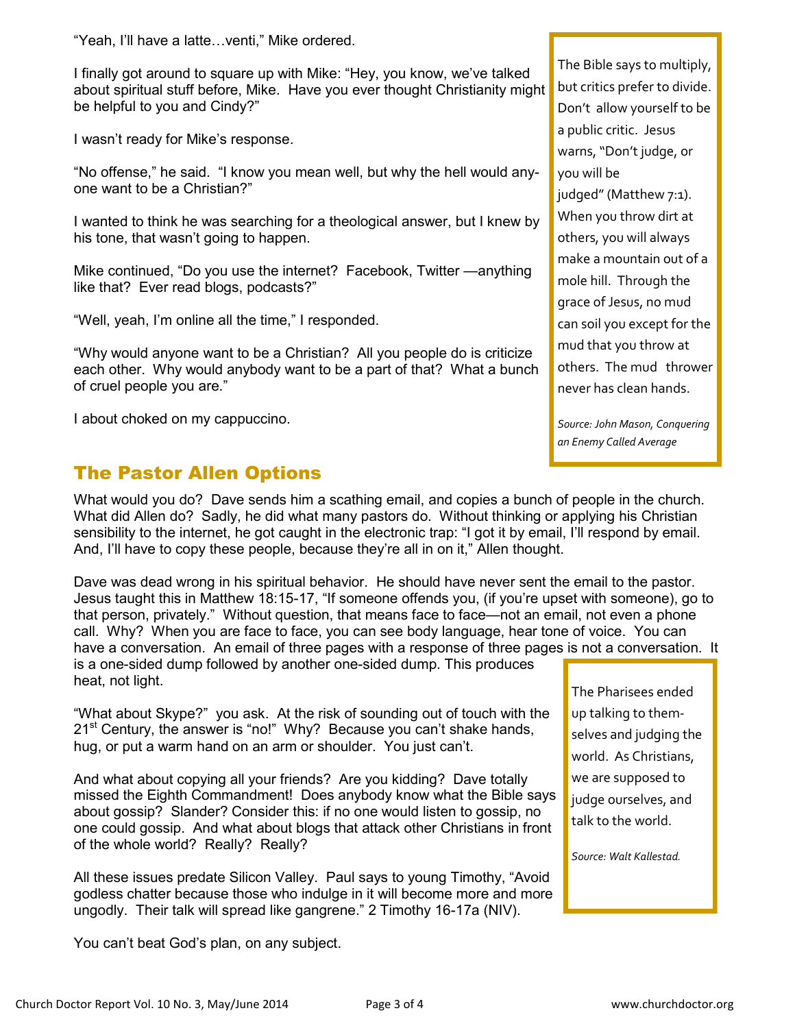"Yeah, I'll have a latte…venti," Mike ordered.

I finally got around to square up with Mike: "Hey, you know, we've talked about spiritual stuff before, Mike. Have you ever thought Christianity might be helpful to you and Cindy?"

I wasn't ready for Mike's response.

"No offense," he said. "I know you mean well, but why the hell would anyone want to be a Christian?"

I wanted to think he was searching for a theological answer, but I knew by his tone, that wasn't going to happen.

Mike continued, "Do you use the internet? Facebook, Twitter —anything like that? Ever read blogs, podcasts?"

"Well, yeah, I'm online all the time," I responded.

"Why would anyone want to be a Christian? All you people do is criticize each other. Why would anybody want to be a part of that? What a bunch of cruel people you are."

I about choked on my cappuccino.

> The Bible says to multiply, but critics prefer to divide. Don't allow yourself to be a public critic. Jesus warns, "Don't judge, or you will be judged" (Matthew 7:1). When you throw dirt at others, you will always make a mountain out of a mole hill. Through the grace of Jesus, no mud can soil you except for the mud that you throw at others. The mud thrower never has clean hands.
>
> *Source: John Mason, Conquering an Enemy Called Average*

## The Pastor Allen Options

What would you do? Dave sends him a scathing email, and copies a bunch of people in the church. What did Allen do? Sadly, he did what many pastors do. Without thinking or applying his Christian sensibility to the internet, he got caught in the electronic trap: "I got it by email, I'll respond by email. And, I'll have to copy these people, because they're all in on it," Allen thought.

Dave was dead wrong in his spiritual behavior. He should have never sent the email to the pastor. Jesus taught this in Matthew 18:15-17, "If someone offends you, (if you're upset with someone), go to that person, privately." Without question, that means face to face—not an email, not even a phone call. Why? When you are face to face, you can see body language, hear tone of voice. You can have a conversation. An email of three pages with a response of three pages is not a conversation. It is a one-sided dump followed by another one-sided dump. This produces heat, not light.

"What about Skype?" you ask. At the risk of sounding out of touch with the 21st Century, the answer is "no!" Why? Because you can't shake hands, hug, or put a warm hand on an arm or shoulder. You just can't.

And what about copying all your friends? Are you kidding? Dave totally missed the Eighth Commandment! Does anybody know what the Bible says about gossip? Slander? Consider this: if no one would listen to gossip, no one could gossip. And what about blogs that attack other Christians in front of the whole world? Really? Really?

All these issues predate Silicon Valley. Paul says to young Timothy, "Avoid godless chatter because those who indulge in it will become more and more ungodly. Their talk will spread like gangrene." 2 Timothy 16-17a (NIV).

You can't beat God's plan, on any subject.

> The Pharisees ended up talking to themselves and judging the world. As Christians, we are supposed to judge ourselves, and talk to the world.
>
> *Source: Walt Kallestad.*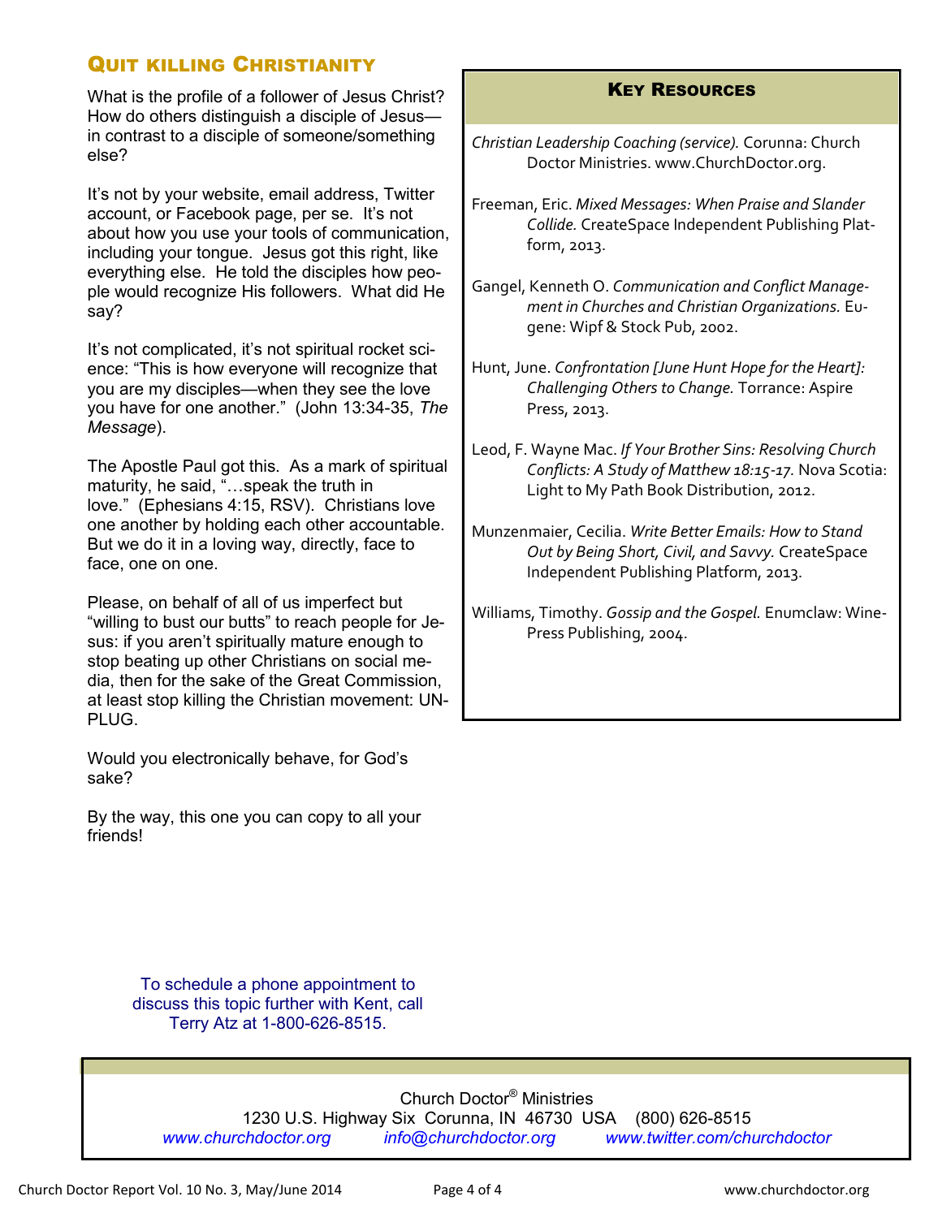## Quit killing Christianity

What is the profile of a follower of Jesus Christ? How do others distinguish a disciple of Jesus—in contrast to a disciple of someone/something else?

It's not by your website, email address, Twitter account, or Facebook page, per se. It's not about how you use your tools of communication, including your tongue. Jesus got this right, like everything else. He told the disciples how people would recognize His followers. What did He say?

It's not complicated, it's not spiritual rocket science: "This is how everyone will recognize that you are my disciples—when they see the love you have for one another." (John 13:34-35, *The Message*).

The Apostle Paul got this. As a mark of spiritual maturity, he said, "…speak the truth in love." (Ephesians 4:15, RSV). Christians love one another by holding each other accountable. But we do it in a loving way, directly, face to face, one on one.

Please, on behalf of all of us imperfect but "willing to bust our butts" to reach people for Jesus: if you aren't spiritually mature enough to stop beating up other Christians on social media, then for the sake of the Great Commission, at least stop killing the Christian movement: UNPLUG.

Would you electronically behave, for God's sake?

By the way, this one you can copy to all your friends!

## Key Resources

*Christian Leadership Coaching (service).* Corunna: Church Doctor Ministries. www.ChurchDoctor.org.

Freeman, Eric. *Mixed Messages: When Praise and Slander Collide.* CreateSpace Independent Publishing Platform, 2013.

Gangel, Kenneth O. *Communication and Conflict Management in Churches and Christian Organizations.* Eugene: Wipf & Stock Pub, 2002.

Hunt, June. *Confrontation [June Hunt Hope for the Heart]: Challenging Others to Change.* Torrance: Aspire Press, 2013.

Leod, F. Wayne Mac. *If Your Brother Sins: Resolving Church Conflicts: A Study of Matthew 18:15-17.* Nova Scotia: Light to My Path Book Distribution, 2012.

Munzenmaier, Cecilia. *Write Better Emails: How to Stand Out by Being Short, Civil, and Savvy.* CreateSpace Independent Publishing Platform, 2013.

Williams, Timothy. *Gossip and the Gospel.* Enumclaw: WinePress Publishing, 2004.

To schedule a phone appointment to discuss this topic further with Kent, call Terry Atz at 1-800-626-8515.

Church Doctor® Ministries
1230 U.S. Highway Six Corunna, IN 46730 USA (800) 626-8515
*www.churchdoctor.org* *info@churchdoctor.org* *www.twitter.com/churchdoctor*